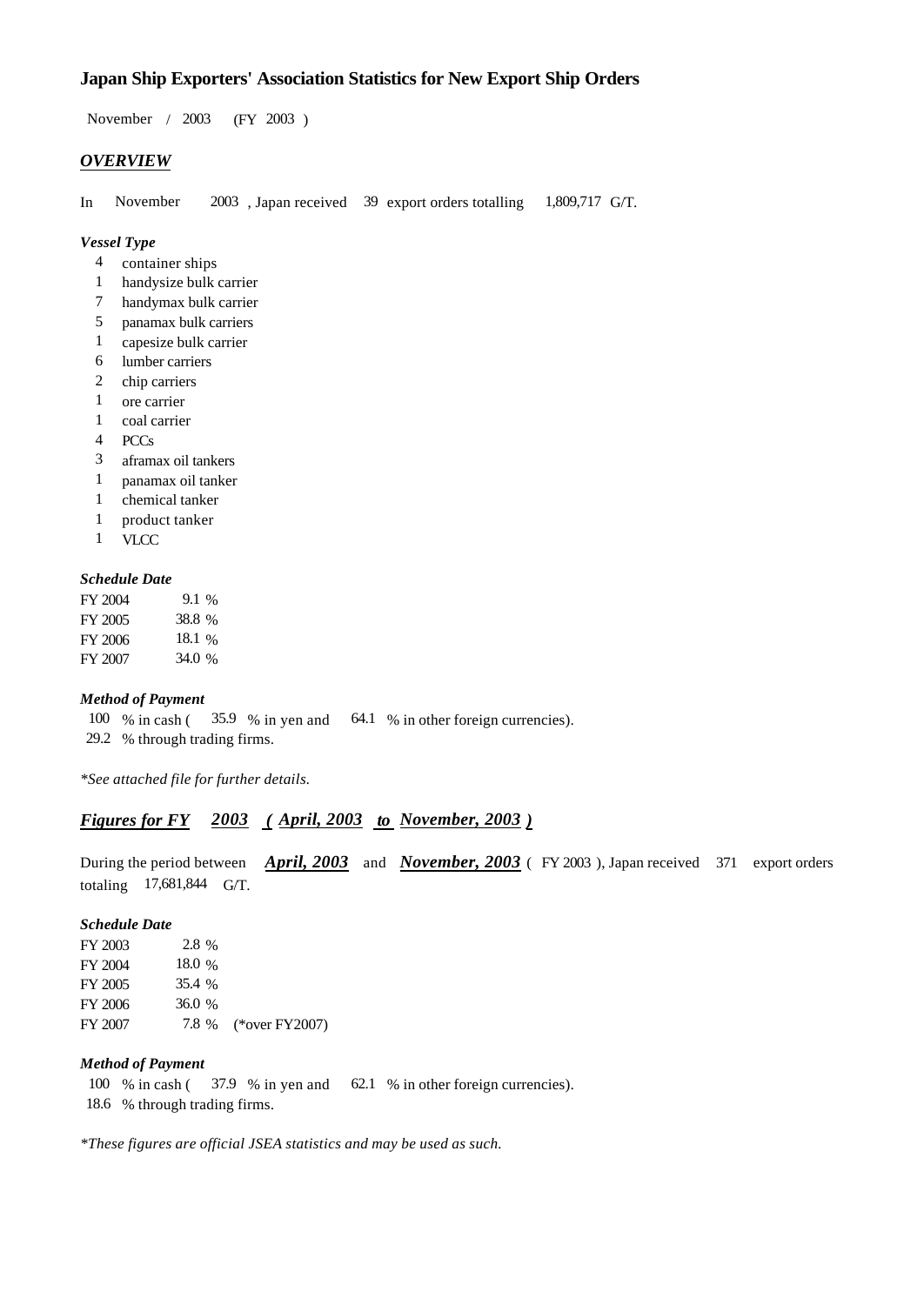# Japan Ship Exporters' Association Statistics for New Export Ship Orders

November / 2003 (FY 2003 )

## *OVERVIEW*

In November 2003 , Japan received 39 export orders totalling 1,809,717 G/T.

### *Vessel Type*

- 4 container ships
- 1 handysize bulk carrier
- 7 handymax bulk carrier
- 5 panamax bulk carriers
- 1 capesize bulk carrier
- 6 lumber carriers
- 2 chip carriers
- 1 ore carrier
- 1 coal carrier
- 4 PCCs
- 3 aframax oil tankers
- 1 panamax oil tanker
- 1 chemical tanker
- 1 product tanker
- 1 VLCC

### *Schedule Date*

| | |
|---|---|
| FY 2004 | 9.1 % |
| FY 2005 | 38.8 % |
| FY 2006 | 18.1 % |
| FY 2007 | 34.0 % |

### *Method of Payment*

100 % in cash ( 35.9 % in yen and 64.1 % in other foreign currencies).
29.2 % through trading firms.

*\*See attached file for further details.*

## *Figures for FY 2003 ( April, 2003 to November, 2003 )*

During the period between *April, 2003* and *November, 2003* ( FY 2003 ), Japan received 371 export orders totaling 17,681,844 G/T.

### *Schedule Date*

| | | |
|---|---|---|
| FY 2003 | 2.8 % | |
| FY 2004 | 18.0 % | |
| FY 2005 | 35.4 % | |
| FY 2006 | 36.0 % | |
| FY 2007 | 7.8 % | (*over FY2007) |

### *Method of Payment*

100 % in cash ( 37.9 % in yen and 62.1 % in other foreign currencies).
18.6 % through trading firms.

*\*These figures are official JSEA statistics and may be used as such.*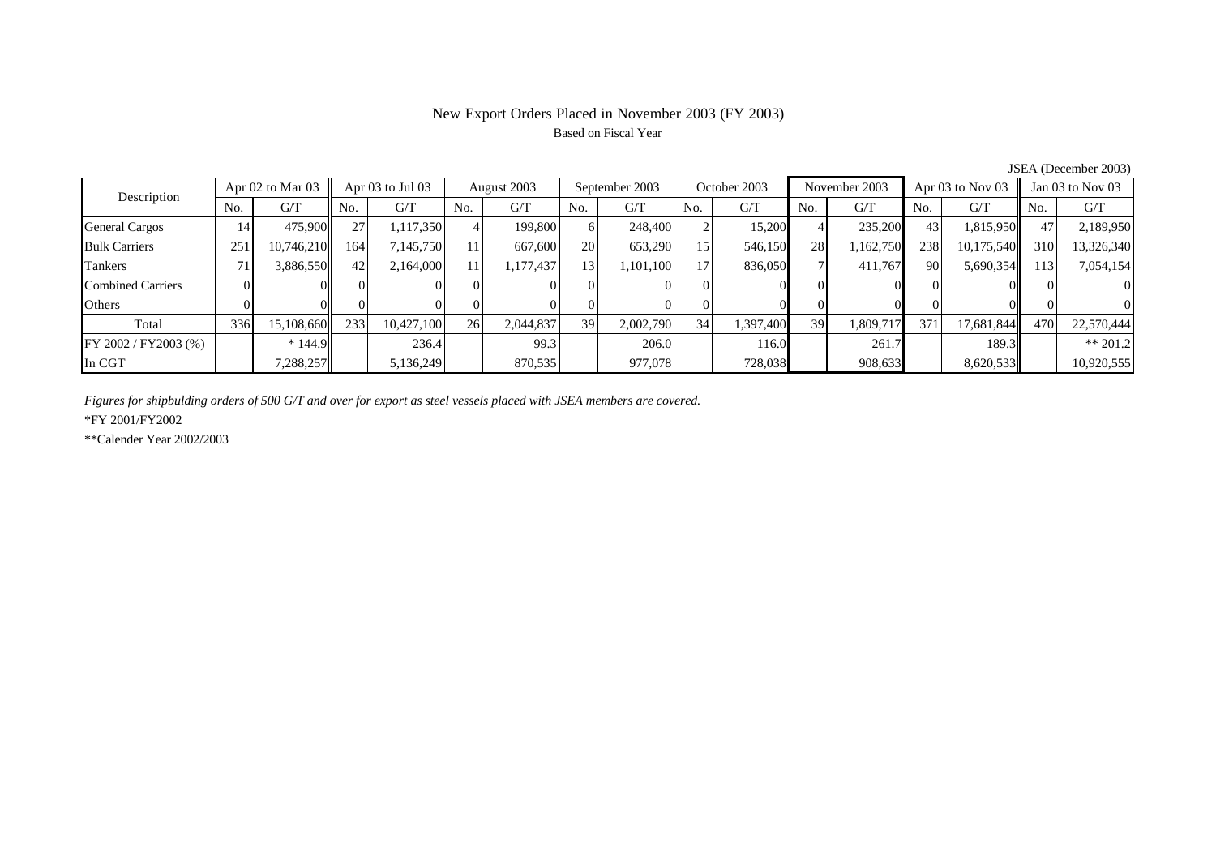# New Export Orders Placed in November 2003 (FY 2003)

Based on Fiscal Year

JSEA (December 2003)

| Description | Apr 02 to Mar 03 | | Apr 03 to Jul 03 | | August 2003 | | September 2003 | | October 2003 | | November 2003 | | Apr 03 to Nov 03 | | Jan 03 to Nov 03 | |
|---|---|---|---|---|---|---|---|---|---|---|---|---|---|---|---|---|
| | No. | G/T | No. | G/T | No. | G/T | No. | G/T | No. | G/T | No. | G/T | No. | G/T | No. | G/T |
| General Cargos | 14 | 475,900 | 27 | 1,117,350 | 4 | 199,800 | 6 | 248,400 | 2 | 15,200 | 4 | 235,200 | 43 | 1,815,950 | 47 | 2,189,950 |
| Bulk Carriers | 251 | 10,746,210 | 164 | 7,145,750 | 11 | 667,600 | 20 | 653,290 | 15 | 546,150 | 28 | 1,162,750 | 238 | 10,175,540 | 310 | 13,326,340 |
| Tankers | 71 | 3,886,550 | 42 | 2,164,000 | 11 | 1,177,437 | 13 | 1,101,100 | 17 | 836,050 | 7 | 411,767 | 90 | 5,690,354 | 113 | 7,054,154 |
| Combined Carriers | 0 | 0 | 0 | 0 | 0 | 0 | 0 | 0 | 0 | 0 | 0 | 0 | 0 | 0 | 0 | 0 |
| Others | 0 | 0 | 0 | 0 | 0 | 0 | 0 | 0 | 0 | 0 | 0 | 0 | 0 | 0 | 0 | 0 |
| Total | 336 | 15,108,660 | 233 | 10,427,100 | 26 | 2,044,837 | 39 | 2,002,790 | 34 | 1,397,400 | 39 | 1,809,717 | 371 | 17,681,844 | 470 | 22,570,444 |
| FY 2002 / FY2003 (%) | | * 144.9 | | 236.4 | | 99.3 | | 206.0 | | 116.0 | | 261.7 | | 189.3 | | ** 201.2 |
| In CGT | | 7,288,257 | | 5,136,249 | | 870,535 | | 977,078 | | 728,038 | | 908,633 | | 8,620,533 | | 10,920,555 |

*Figures for shipbulding orders of 500 G/T and over for export as steel vessels placed with JSEA members are covered.*

*FY 2001/FY2002

**Calender Year 2002/2003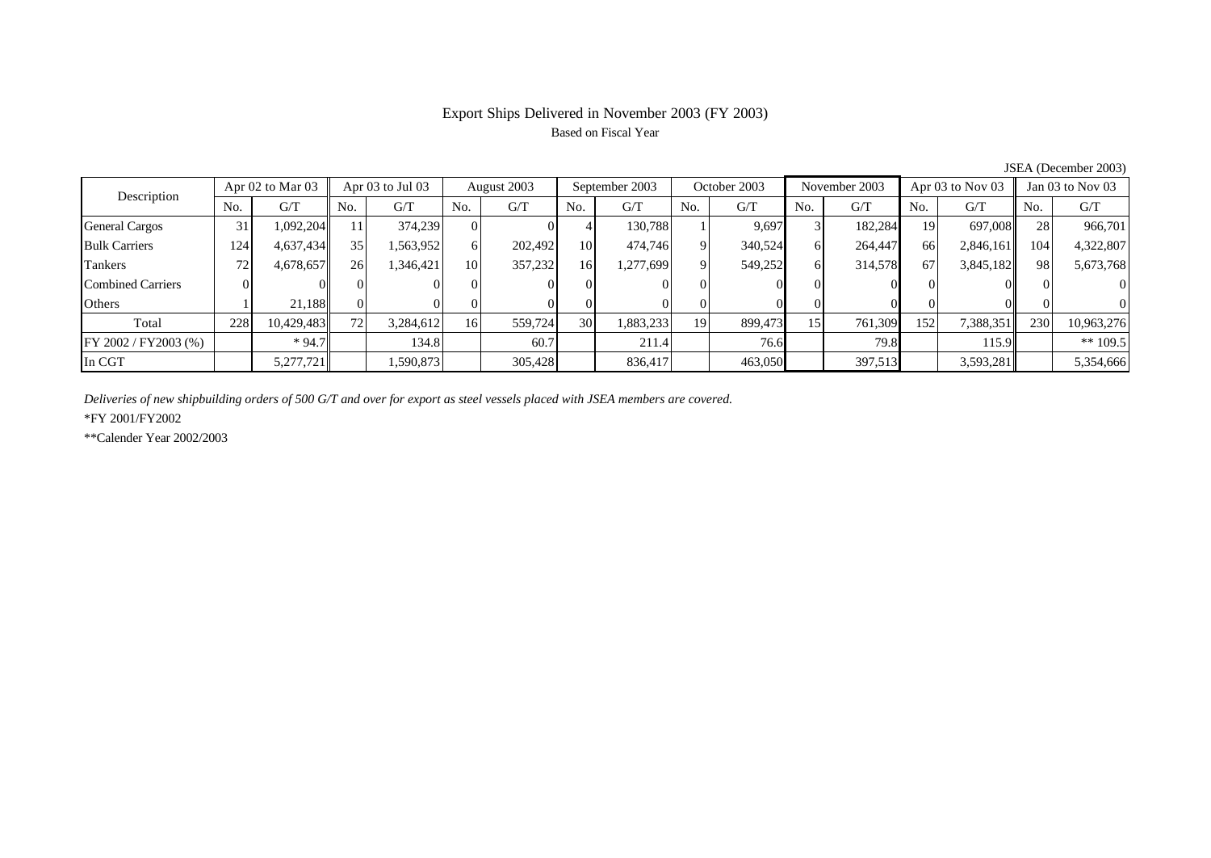# Export Ships Delivered in November 2003 (FY 2003)

Based on Fiscal Year

JSEA (December 2003)

| Description | Apr 02 to Mar 03 | | Apr 03 to Jul 03 | | August 2003 | | September 2003 | | October 2003 | | November 2003 | | Apr 03 to Nov 03 | | Jan 03 to Nov 03 | |
|---|---|---|---|---|---|---|---|---|---|---|---|---|---|---|---|---|
| | No. | G/T | No. | G/T | No. | G/T | No. | G/T | No. | G/T | No. | G/T | No. | G/T | No. | G/T |
| General Cargos | 31 | 1,092,204 | 11 | 374,239 | 0 | 0 | 4 | 130,788 | 1 | 9,697 | 3 | 182,284 | 19 | 697,008 | 28 | 966,701 |
| Bulk Carriers | 124 | 4,637,434 | 35 | 1,563,952 | 6 | 202,492 | 10 | 474,746 | 9 | 340,524 | 6 | 264,447 | 66 | 2,846,161 | 104 | 4,322,807 |
| Tankers | 72 | 4,678,657 | 26 | 1,346,421 | 10 | 357,232 | 16 | 1,277,699 | 9 | 549,252 | 6 | 314,578 | 67 | 3,845,182 | 98 | 5,673,768 |
| Combined Carriers | 0 | 0 | 0 | 0 | 0 | 0 | 0 | 0 | 0 | 0 | 0 | 0 | 0 | 0 | 0 | 0 |
| Others | 1 | 21,188 | 0 | 0 | 0 | 0 | 0 | 0 | 0 | 0 | 0 | 0 | 0 | 0 | 0 | 0 |
| Total | 228 | 10,429,483 | 72 | 3,284,612 | 16 | 559,724 | 30 | 1,883,233 | 19 | 899,473 | 15 | 761,309 | 152 | 7,388,351 | 230 | 10,963,276 |
| FY 2002 / FY2003 (%) | | * 94.7 | | 134.8 | | 60.7 | | 211.4 | | 76.6 | | 79.8 | | 115.9 | | ** 109.5 |
| In CGT | | 5,277,721 | | 1,590,873 | | 305,428 | | 836,417 | | 463,050 | | 397,513 | | 3,593,281 | | 5,354,666 |

*Deliveries of new shipbuilding orders of 500 G/T and over for export as steel vessels placed with JSEA members are covered.*

*FY 2001/FY2002

**Calender Year 2002/2003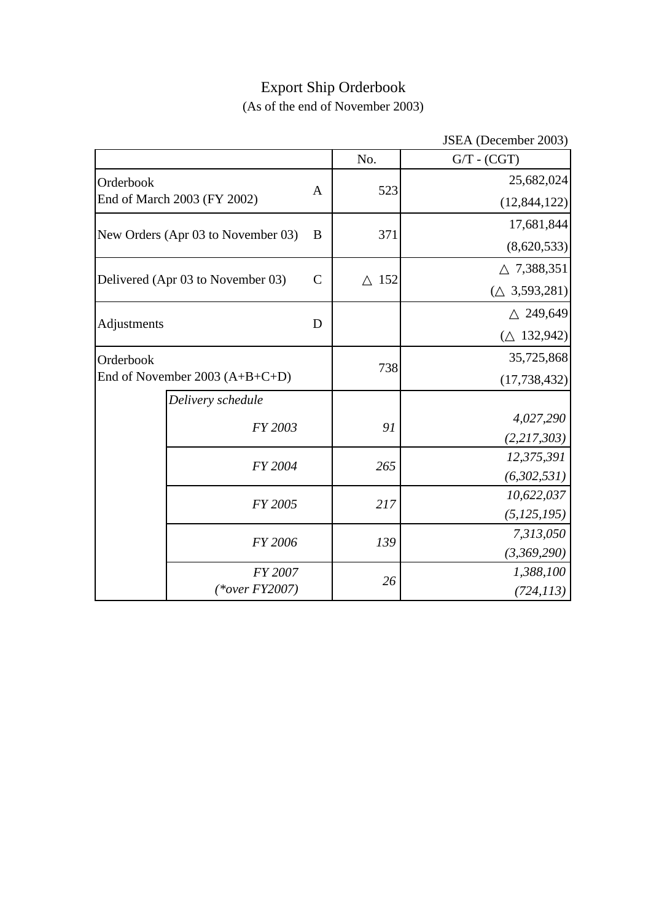# Export Ship Orderbook

(As of the end of November 2003)

JSEA (December 2003)

| | | | No. | G/T - (CGT) |
|---|---|---|---|---|
| Orderbook<br>End of March 2003 (FY 2002) | | A | 523 | 25,682,024<br>(12,844,122) |
| New Orders (Apr 03 to November 03) | | B | 371 | 17,681,844<br>(8,620,533) |
| Delivered (Apr 03 to November 03) | | C | △ 152 | △ 7,388,351<br>(△ 3,593,281) |
| Adjustments | | D | | △ 249,649<br>(△ 132,942) |
| Orderbook<br>End of November 2003 (A+B+C+D) | | | 738 | 35,725,868<br>(17,738,432) |
| | *Delivery schedule*<br>*FY 2003* | | *91* | *4,027,290*<br>*(2,217,303)* |
| | *FY 2004* | | *265* | *12,375,391*<br>*(6,302,531)* |
| | *FY 2005* | | *217* | *10,622,037*<br>*(5,125,195)* |
| | *FY 2006* | | *139* | *7,313,050*<br>*(3,369,290)* |
| | *FY 2007*<br>*(*over FY2007)* | | *26* | *1,388,100*<br>*(724,113)* |